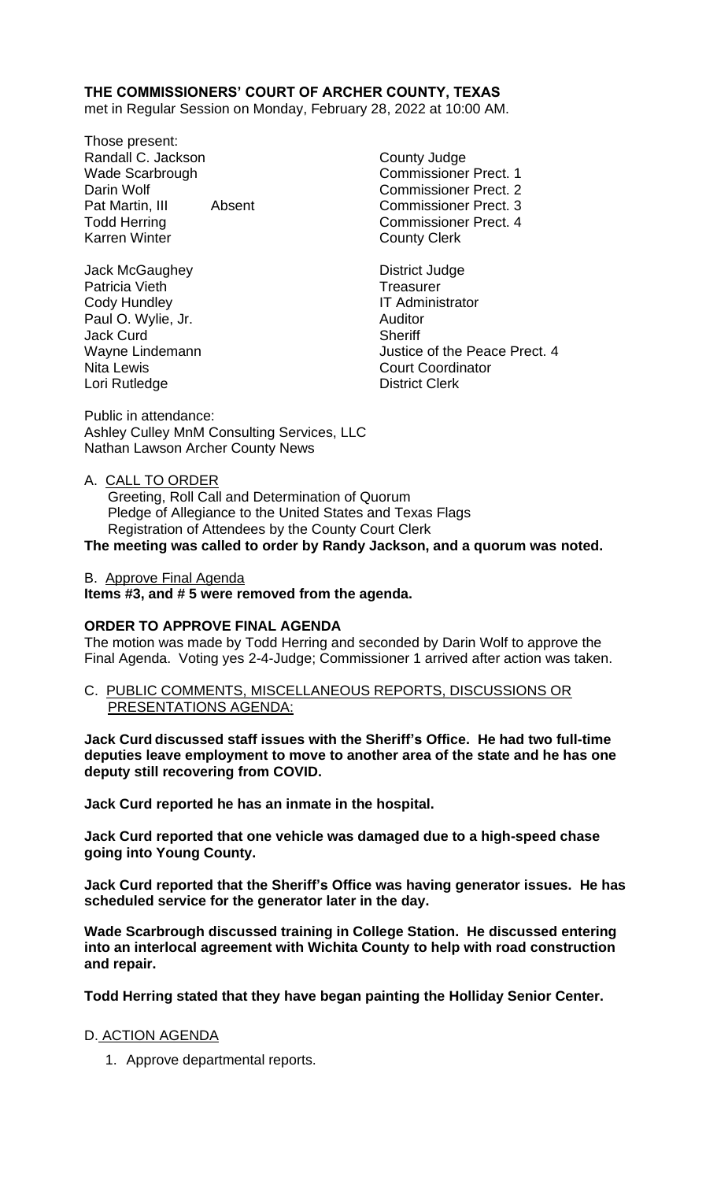**THE COMMISSIONERS' COURT OF ARCHER COUNTY, TEXAS**
met in Regular Session on Monday, February 28, 2022 at 10:00 AM.

Those present:

| | | |
|---|---|---|
| Randall C. Jackson | | County Judge |
| Wade Scarbrough | | Commissioner Prect. 1 |
| Darin Wolf | | Commissioner Prect. 2 |
| Pat Martin, III | Absent | Commissioner Prect. 3 |
| Todd Herring | | Commissioner Prect. 4 |
| Karren Winter | | County Clerk |
| Jack McGaughey | | District Judge |
| Patricia Vieth | | Treasurer |
| Cody Hundley | | IT Administrator |
| Paul O. Wylie, Jr. | | Auditor |
| Jack Curd | | Sheriff |
| Wayne Lindemann | | Justice of the Peace Prect. 4 |
| Nita Lewis | | Court Coordinator |
| Lori Rutledge | | District Clerk |

Public in attendance:
Ashley Culley MnM Consulting Services, LLC
Nathan Lawson Archer County News

A. CALL TO ORDER
Greeting, Roll Call and Determination of Quorum
Pledge of Allegiance to the United States and Texas Flags
Registration of Attendees by the County Court Clerk

**The meeting was called to order by Randy Jackson, and a quorum was noted.**

B. Approve Final Agenda

**Items #3, and # 5 were removed from the agenda.**

**ORDER TO APPROVE FINAL AGENDA**

The motion was made by Todd Herring and seconded by Darin Wolf to approve the Final Agenda. Voting yes 2-4-Judge; Commissioner 1 arrived after action was taken.

C. PUBLIC COMMENTS, MISCELLANEOUS REPORTS, DISCUSSIONS OR PRESENTATIONS AGENDA:

**Jack Curd discussed staff issues with the Sheriff's Office. He had two full-time deputies leave employment to move to another area of the state and he has one deputy still recovering from COVID.**

**Jack Curd reported he has an inmate in the hospital.**

**Jack Curd reported that one vehicle was damaged due to a high-speed chase going into Young County.**

**Jack Curd reported that the Sheriff's Office was having generator issues. He has scheduled service for the generator later in the day.**

**Wade Scarbrough discussed training in College Station. He discussed entering into an interlocal agreement with Wichita County to help with road construction and repair.**

**Todd Herring stated that they have began painting the Holliday Senior Center.**

D. ACTION AGENDA

1. Approve departmental reports.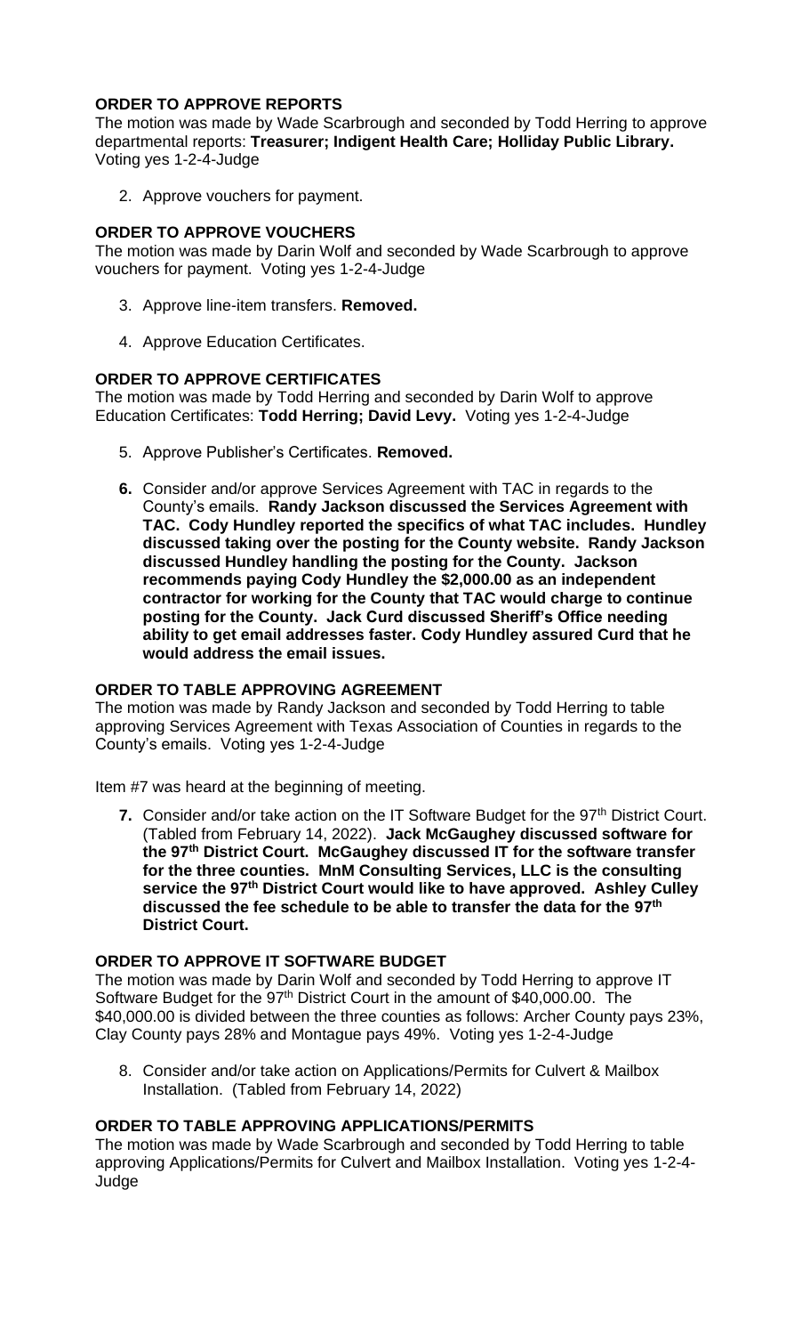**ORDER TO APPROVE REPORTS**

The motion was made by Wade Scarbrough and seconded by Todd Herring to approve departmental reports: **Treasurer; Indigent Health Care; Holliday Public Library.** Voting yes 1-2-4-Judge

2. Approve vouchers for payment.

**ORDER TO APPROVE VOUCHERS**

The motion was made by Darin Wolf and seconded by Wade Scarbrough to approve vouchers for payment. Voting yes 1-2-4-Judge

3. Approve line-item transfers. **Removed.**

4. Approve Education Certificates.

**ORDER TO APPROVE CERTIFICATES**

The motion was made by Todd Herring and seconded by Darin Wolf to approve Education Certificates: **Todd Herring; David Levy.** Voting yes 1-2-4-Judge

5. Approve Publisher's Certificates. **Removed.**

6. Consider and/or approve Services Agreement with TAC in regards to the County's emails. **Randy Jackson discussed the Services Agreement with TAC. Cody Hundley reported the specifics of what TAC includes. Hundley discussed taking over the posting for the County website. Randy Jackson discussed Hundley handling the posting for the County. Jackson recommends paying Cody Hundley the $2,000.00 as an independent contractor for working for the County that TAC would charge to continue posting for the County. Jack Curd discussed Sheriff's Office needing ability to get email addresses faster. Cody Hundley assured Curd that he would address the email issues.**

**ORDER TO TABLE APPROVING AGREEMENT**

The motion was made by Randy Jackson and seconded by Todd Herring to table approving Services Agreement with Texas Association of Counties in regards to the County's emails. Voting yes 1-2-4-Judge

Item #7 was heard at the beginning of meeting.

7. Consider and/or take action on the IT Software Budget for the 97th District Court. (Tabled from February 14, 2022). **Jack McGaughey discussed software for the 97th District Court. McGaughey discussed IT for the software transfer for the three counties. MnM Consulting Services, LLC is the consulting service the 97th District Court would like to have approved. Ashley Culley discussed the fee schedule to be able to transfer the data for the 97th District Court.**

**ORDER TO APPROVE IT SOFTWARE BUDGET**

The motion was made by Darin Wolf and seconded by Todd Herring to approve IT Software Budget for the 97th District Court in the amount of $40,000.00. The $40,000.00 is divided between the three counties as follows: Archer County pays 23%, Clay County pays 28% and Montague pays 49%. Voting yes 1-2-4-Judge

8. Consider and/or take action on Applications/Permits for Culvert & Mailbox Installation. (Tabled from February 14, 2022)

**ORDER TO TABLE APPROVING APPLICATIONS/PERMITS**

The motion was made by Wade Scarbrough and seconded by Todd Herring to table approving Applications/Permits for Culvert and Mailbox Installation. Voting yes 1-2-4-Judge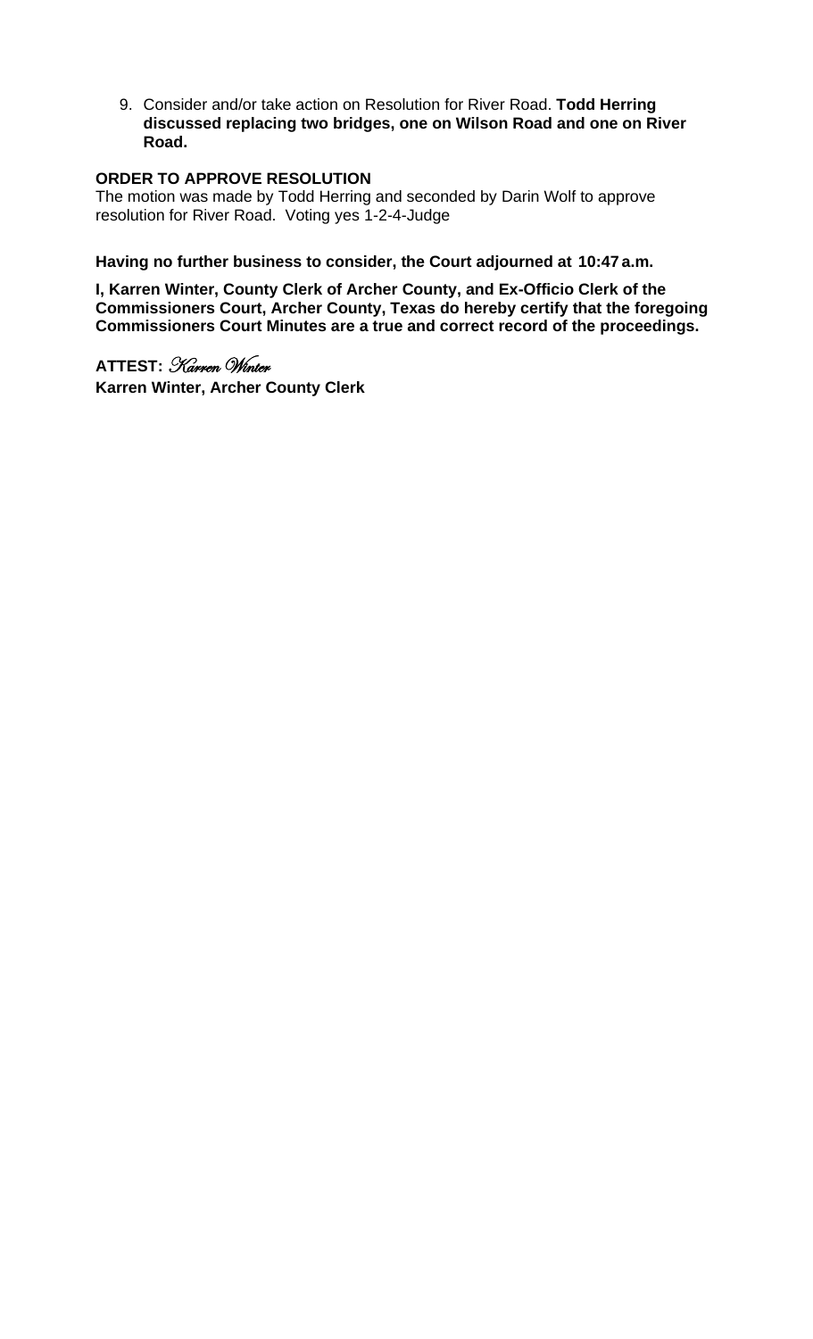9. Consider and/or take action on Resolution for River Road. **Todd Herring discussed replacing two bridges, one on Wilson Road and one on River Road.**

**ORDER TO APPROVE RESOLUTION**

The motion was made by Todd Herring and seconded by Darin Wolf to approve resolution for River Road. Voting yes 1-2-4-Judge

**Having no further business to consider, the Court adjourned at 10:47 a.m.**

**I, Karren Winter, County Clerk of Archer County, and Ex-Officio Clerk of the Commissioners Court, Archer County, Texas do hereby certify that the foregoing Commissioners Court Minutes are a true and correct record of the proceedings.**

**ATTEST:** *Karren Winter*

**Karren Winter, Archer County Clerk**